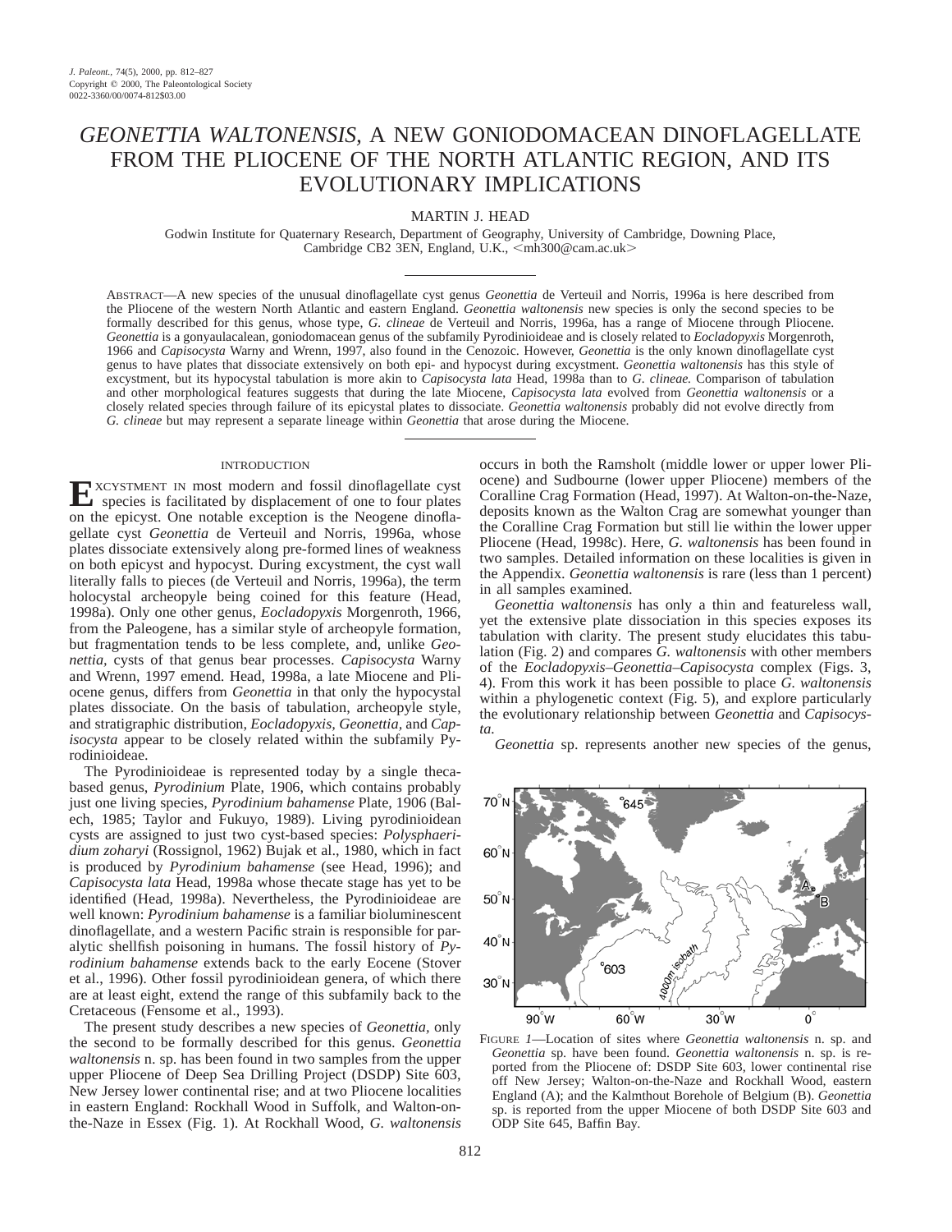# *GEONETTIA WALTONENSIS*, A NEW GONIODOMACEAN DINOFLAGELLATE FROM THE PLIOCENE OF THE NORTH ATLANTIC REGION, AND ITS EVOLUTIONARY IMPLICATIONS

MARTIN J. HEAD

Godwin Institute for Quaternary Research, Department of Geography, University of Cambridge, Downing Place, Cambridge CB2 3EN, England, U.K., <mh300@cam.ac.uk>

ABSTRACT—A new species of the unusual dinoflagellate cyst genus *Geonettia* de Verteuil and Norris, 1996a is here described from the Pliocene of the western North Atlantic and eastern England. *Geonettia waltonensis* new species is only the second species to be formally described for this genus, whose type, *G. clineae* de Verteuil and Norris, 1996a, has a range of Miocene through Pliocene. *Geonettia* is a gonyaulacalean, goniodomacean genus of the subfamily Pyrodinioideae and is closely related to *Eocladopyxis* Morgenroth, 1966 and *Capisocysta* Warny and Wrenn, 1997, also found in the Cenozoic. However, *Geonettia* is the only known dinoflagellate cyst genus to have plates that dissociate extensively on both epi- and hypocyst during excystment. *Geonettia waltonensis* has this style of excystment, but its hypocystal tabulation is more akin to *Capisocysta lata* Head, 1998a than to *G. clineae.* Comparison of tabulation and other morphological features suggests that during the late Miocene, *Capisocysta lata* evolved from *Geonettia waltonensis* or a closely related species through failure of its epicystal plates to dissociate. *Geonettia waltonensis* probably did not evolve directly from *G. clineae* but may represent a separate lineage within *Geonettia* that arose during the Miocene.

## INTRODUCTION

Excystment in most modern and fossil dinoflagellate cyst species is facilitated by displacement of one to four plates on the epicyst. One notable exception is the Neogene dinoflagellate cyst *Geonettia* de Verteuil and Norris, 1996a, whose plates dissociate extensively along pre-formed lines of weakness on both epicyst and hypocyst. During excystment, the cyst wall literally falls to pieces (de Verteuil and Norris, 1996a), the term holocystal archeopyle being coined for this feature (Head, 1998a). Only one other genus, *Eocladopyxis* Morgenroth, 1966, from the Paleogene, has a similar style of archeopyle formation, but fragmentation tends to be less complete, and, unlike *Geonettia*, cysts of that genus bear processes. *Capisocysta* Warny and Wrenn, 1997 emend. Head, 1998a, a late Miocene and Pliocene genus, differs from *Geonettia* in that only the hypocystal plates dissociate. On the basis of tabulation, archeopyle style, and stratigraphic distribution, *Eocladopyxis, Geonettia,* and *Capisocysta* appear to be closely related within the subfamily Pyrodinioideae.

The Pyrodinioideae is represented today by a single theca-based genus, *Pyrodinium* Plate, 1906, which contains probably just one living species, *Pyrodinium bahamense* Plate, 1906 (Balech, 1985; Taylor and Fukuyo, 1989). Living pyrodinioidean cysts are assigned to just two cyst-based species: *Polysphaeridium zoharyi* (Rossignol, 1962) Bujak et al., 1980, which in fact is produced by *Pyrodinium bahamense* (see Head, 1996); and *Capisocysta lata* Head, 1998a whose thecate stage has yet to be identified (Head, 1998a). Nevertheless, the Pyrodinioideae are well known: *Pyrodinium bahamense* is a familiar bioluminescent dinoflagellate, and a western Pacific strain is responsible for paralytic shellfish poisoning in humans. The fossil history of *Pyrodinium bahamense* extends back to the early Eocene (Stover et al., 1996). Other fossil pyrodinioidean genera, of which there are at least eight, extend the range of this subfamily back to the Cretaceous (Fensome et al., 1993).

The present study describes a new species of *Geonettia*, only the second to be formally described for this genus. *Geonettia waltonensis* n. sp. has been found in two samples from the upper upper Pliocene of Deep Sea Drilling Project (DSDP) Site 603, New Jersey lower continental rise; and at two Pliocene localities in eastern England: Rockhall Wood in Suffolk, and Walton-on-the-Naze in Essex (Fig. 1). At Rockhall Wood, *G. waltonensis* occurs in both the Ramsholt (middle lower or upper lower Pliocene) and Sudbourne (lower upper Pliocene) members of the Coralline Crag Formation (Head, 1997). At Walton-on-the-Naze, deposits known as the Walton Crag are somewhat younger than the Coralline Crag Formation but still lie within the lower upper Pliocene (Head, 1998c). Here, *G. waltonensis* has been found in two samples. Detailed information on these localities is given in the Appendix. *Geonettia waltonensis* is rare (less than 1 percent) in all samples examined.

*Geonettia waltonensis* has only a thin and featureless wall, yet the extensive plate dissociation in this species exposes its tabulation with clarity. The present study elucidates this tabulation (Fig. 2) and compares *G. waltonensis* with other members of the *Eocladopyxis*–*Geonettia*–*Capisocysta* complex (Figs. 3, 4). From this work it has been possible to place *G. waltonensis* within a phylogenetic context (Fig. 5), and explore particularly the evolutionary relationship between *Geonettia* and *Capisocysta.*

*Geonettia* sp. represents another new species of the genus,

FIGURE 1—Location of sites where *Geonettia waltonensis* n. sp. and *Geonettia* sp. have been found. *Geonettia waltonensis* n. sp. is reported from the Pliocene of: DSDP Site 603, lower continental rise off New Jersey; Walton-on-the-Naze and Rockhall Wood, eastern England (A); and the Kalmthout Borehole of Belgium (B). *Geonettia* sp. is reported from the upper Miocene of both DSDP Site 603 and ODP Site 645, Baffin Bay.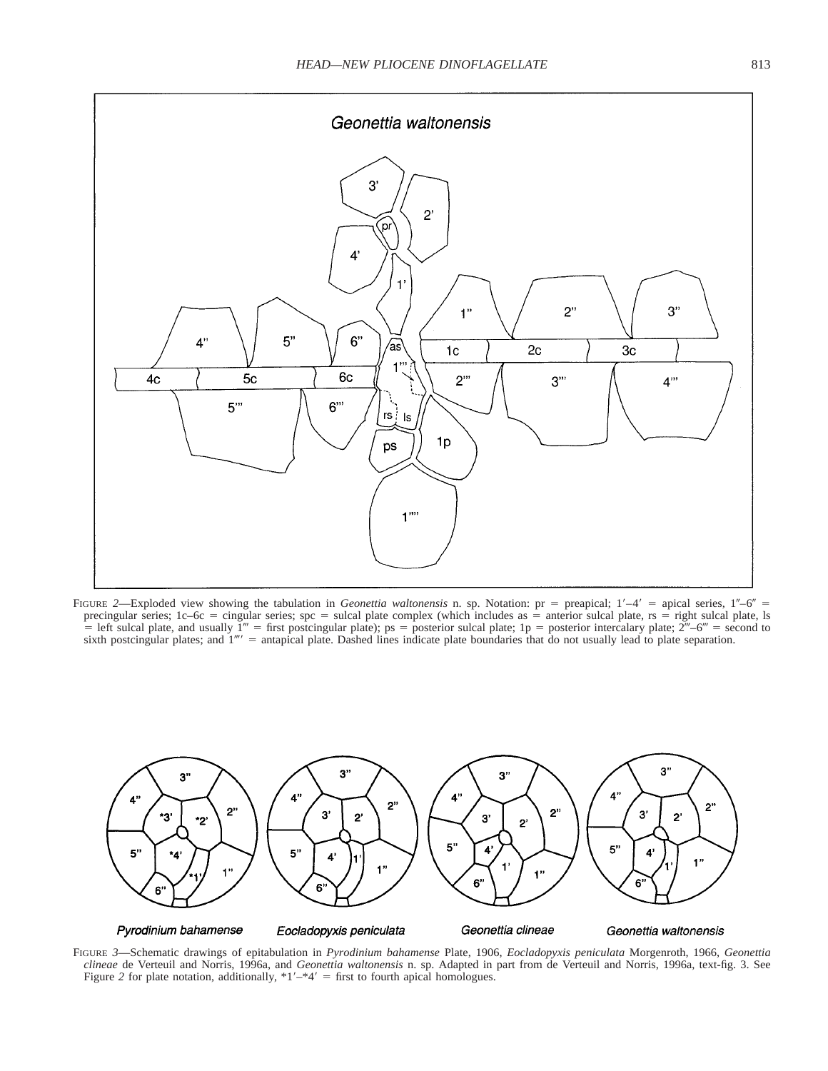FIGURE 2—Exploded view showing the tabulation in *Geonettia waltonensis* n. sp. Notation: pr = preapical; 1′–4′ = apical series, 1″–6″ = precingular series; 1c–6c = cingular series; spc = sulcal plate complex (which includes as = anterior sulcal plate, rs = right sulcal plate, ls = left sulcal plate, and usually 1‴ = first postcingular plate); ps = posterior sulcal plate; 1p = posterior intercalary plate; 2‴–6‴ = second to sixth postcingular plates; and 1⁗ = antapical plate. Dashed lines indicate plate boundaries that do not usually lead to plate separation.

FIGURE 3—Schematic drawings of epitabulation in *Pyrodinium bahamense* Plate, 1906, *Eocladopyxis peniculata* Morgenroth, 1966, *Geonettia clineae* de Verteuil and Norris, 1996a, and *Geonettia waltonensis* n. sp. Adapted in part from de Verteuil and Norris, 1996a, text-fig. 3. See Figure *2* for plate notation, additionally, *1′–*4′ = first to fourth apical homologues.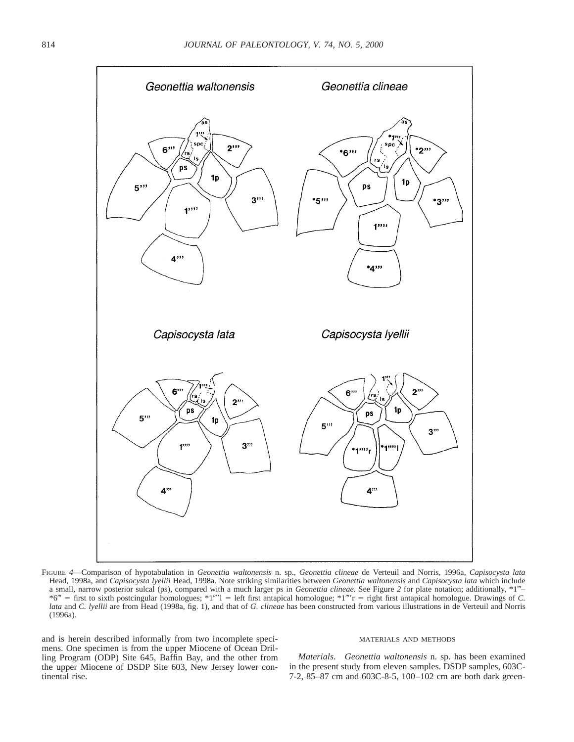FIGURE 4—Comparison of hypotabulation in *Geonettia waltonensis* n. sp., *Geonettia clineae* de Verteuil and Norris, 1996a, *Capisocysta lata* Head, 1998a, and *Capisocysta lyellii* Head, 1998a. Note striking similarities between *Geonettia waltonensis* and *Capisocysta lata* which include a small, narrow posterior sulcal (ps), compared with a much larger ps in *Geonettia clineae.* See Figure *2* for plate notation; additionally, *1‴–*6‴ = first to sixth postcingular homologues; *1⁗l = left first antapical homologue; *1⁗r = right first antapical homologue. Drawings of *C. lata* and *C. lyellii* are from Head (1998a, fig. 1), and that of *G. clineae* has been constructed from various illustrations in de Verteuil and Norris (1996a).

and is herein described informally from two incomplete specimens. One specimen is from the upper Miocene of Ocean Drilling Program (ODP) Site 645, Baffin Bay, and the other from the upper Miocene of DSDP Site 603, New Jersey lower continental rise.

## MATERIALS AND METHODS

*Materials.* *Geonettia waltonensis* n. sp. has been examined in the present study from eleven samples. DSDP samples, 603C-7-2, 85–87 cm and 603C-8-5, 100–102 cm are both dark green-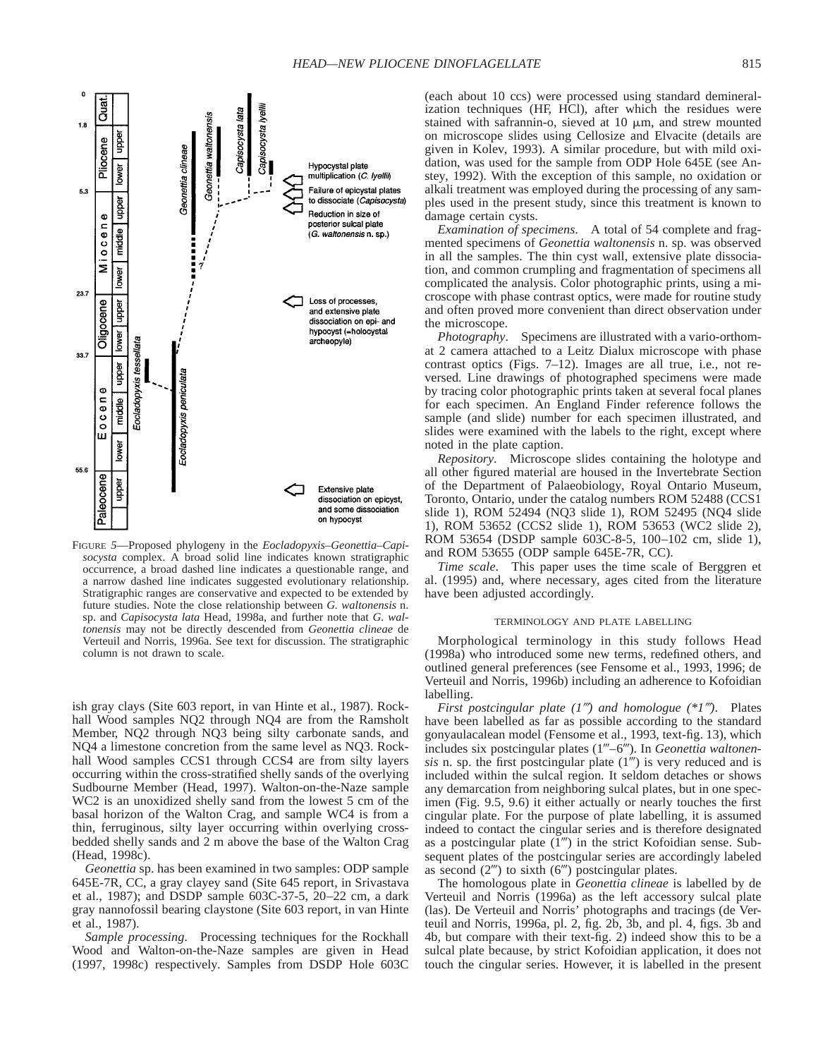FIGURE 5—Proposed phylogeny in the *Eocladopyxis–Geonettia–Capisocysta* complex. A broad solid line indicates known stratigraphic occurrence, a broad dashed line indicates a questionable range, and a narrow dashed line indicates suggested evolutionary relationship. Stratigraphic ranges are conservative and expected to be extended by future studies. Note the close relationship between *G. waltonensis* n. sp. and *Capisocysta lata* Head, 1998a, and further note that *G. waltonensis* may not be directly descended from *Geonettia clineae* de Verteuil and Norris, 1996a. See text for discussion. The stratigraphic column is not drawn to scale.

ish gray clays (Site 603 report, in van Hinte et al., 1987). Rockhall Wood samples NQ2 through NQ4 are from the Ramsholt Member, NQ2 through NQ3 being silty carbonate sands, and NQ4 a limestone concretion from the same level as NQ3. Rockhall Wood samples CCS1 through CCS4 are from silty layers occurring within the cross-stratified shelly sands of the overlying Sudbourne Member (Head, 1997). Walton-on-the-Naze sample WC2 is an unoxidized shelly sand from the lowest 5 cm of the basal horizon of the Walton Crag, and sample WC4 is from a thin, ferruginous, silty layer occurring within overlying cross-bedded shelly sands and 2 m above the base of the Walton Crag (Head, 1998c).

*Geonettia* sp. has been examined in two samples: ODP sample 645E-7R, CC, a gray clayey sand (Site 645 report, in Srivastava et al., 1987); and DSDP sample 603C-37-5, 20–22 cm, a dark gray nannofossil bearing claystone (Site 603 report, in van Hinte et al., 1987).

*Sample processing.* Processing techniques for the Rockhall Wood and Walton-on-the-Naze samples are given in Head (1997, 1998c) respectively. Samples from DSDP Hole 603C (each about 10 ccs) were processed using standard demineralization techniques (HF, HCl), after which the residues were stained with safrannin-o, sieved at 10 μm, and strew mounted on microscope slides using Cellosize and Elvacite (details are given in Kolev, 1993). A similar procedure, but with mild oxidation, was used for the sample from ODP Hole 645E (see Anstey, 1992). With the exception of this sample, no oxidation or alkali treatment was employed during the processing of any samples used in the present study, since this treatment is known to damage certain cysts.

*Examination of specimens.* A total of 54 complete and fragmented specimens of *Geonettia waltonensis* n. sp. was observed in all the samples. The thin cyst wall, extensive plate dissociation, and common crumpling and fragmentation of specimens all complicated the analysis. Color photographic prints, using a microscope with phase contrast optics, were made for routine study and often proved more convenient than direct observation under the microscope.

*Photography.* Specimens are illustrated with a vario-orthomat 2 camera attached to a Leitz Dialux microscope with phase contrast optics (Figs. 7–12). Images are all true, i.e., not reversed. Line drawings of photographed specimens were made by tracing color photographic prints taken at several focal planes for each specimen. An England Finder reference follows the sample (and slide) number for each specimen illustrated, and slides were examined with the labels to the right, except where noted in the plate caption.

*Repository.* Microscope slides containing the holotype and all other figured material are housed in the Invertebrate Section of the Department of Palaeobiology, Royal Ontario Museum, Toronto, Ontario, under the catalog numbers ROM 52488 (CCS1 slide 1), ROM 52494 (NQ3 slide 1), ROM 52495 (NQ4 slide 1), ROM 53652 (CCS2 slide 1), ROM 53653 (WC2 slide 2), ROM 53654 (DSDP sample 603C-8-5, 100–102 cm, slide 1), and ROM 53655 (ODP sample 645E-7R, CC).

*Time scale.* This paper uses the time scale of Berggren et al. (1995) and, where necessary, ages cited from the literature have been adjusted accordingly.

## TERMINOLOGY AND PLATE LABELLING

Morphological terminology in this study follows Head (1998a) who introduced some new terms, redefined others, and outlined general preferences (see Fensome et al., 1993, 1996; de Verteuil and Norris, 1996b) including an adherence to Kofoidian labelling.

*First postcingular plate (1″′) and homologue (*1″′).* Plates have been labelled as far as possible according to the standard gonyaulacalean model (Fensome et al., 1993, text-fig. 13), which includes six postcingular plates (1″′–6″′). In *Geonettia waltonensis* n. sp. the first postcingular plate (1″′) is very reduced and is included within the sulcal region. It seldom detaches or shows any demarcation from neighboring sulcal plates, but in one specimen (Fig. 9.5, 9.6) it either actually or nearly touches the first cingular plate. For the purpose of plate labelling, it is assumed indeed to contact the cingular series and is therefore designated as a postcingular plate (1″′) in the strict Kofoidian sense. Subsequent plates of the postcingular series are accordingly labeled as second (2″′) to sixth (6″′) postcingular plates.

The homologous plate in *Geonettia clineae* is labelled by de Verteuil and Norris (1996a) as the left accessory sulcal plate (las). De Verteuil and Norris' photographs and tracings (de Verteuil and Norris, 1996a, pl. 2, fig. 2b, 3b, and pl. 4, figs. 3b and 4b, but compare with their text-fig. 2) indeed show this to be a sulcal plate because, by strict Kofoidian application, it does not touch the cingular series. However, it is labelled in the present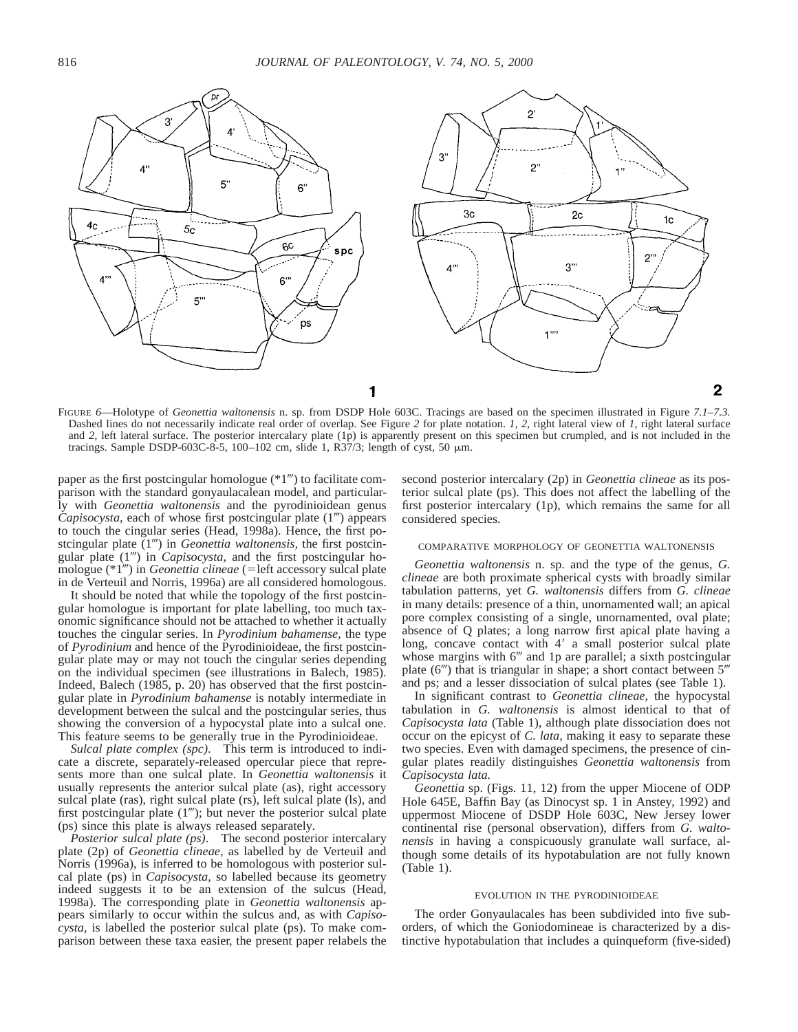FIGURE 6—Holotype of *Geonettia waltonensis* n. sp. from DSDP Hole 603C. Tracings are based on the specimen illustrated in Figure *7.1–7.3*. Dashed lines do not necessarily indicate real order of overlap. See Figure *2* for plate notation. *1, 2,* right lateral view of *1,* right lateral surface and *2,* left lateral surface. The posterior intercalary plate (1p) is apparently present on this specimen but crumpled, and is not included in the tracings. Sample DSDP-603C-8-5, 100–102 cm, slide 1, R37/3; length of cyst, 50 μm.

paper as the first postcingular homologue (*1‴) to facilitate comparison with the standard gonyaulacalean model, and particularly with *Geonettia waltonensis* and the pyrodinioidean genus *Capisocysta,* each of whose first postcingular plate (1‴) appears to touch the cingular series (Head, 1998a). Hence, the first postcingular plate (1‴) in *Geonettia waltonensis,* the first postcingular plate (1‴) in *Capisocysta,* and the first postcingular homologue (*1‴) in *Geonettia clineae* (=left accessory sulcal plate in de Verteuil and Norris, 1996a) are all considered homologous.

It should be noted that while the topology of the first postcingular homologue is important for plate labelling, too much taxonomic significance should not be attached to whether it actually touches the cingular series. In *Pyrodinium bahamense,* the type of *Pyrodinium* and hence of the Pyrodinioideae, the first postcingular plate may or may not touch the cingular series depending on the individual specimen (see illustrations in Balech, 1985). Indeed, Balech (1985, p. 20) has observed that the first postcingular plate in *Pyrodinium bahamense* is notably intermediate in development between the sulcal and the postcingular series, thus showing the conversion of a hypocystal plate into a sulcal one. This feature seems to be generally true in the Pyrodinioideae.

*Sulcal plate complex (spc).* This term is introduced to indicate a discrete, separately-released opercular piece that represents more than one sulcal plate. In *Geonettia waltonensis* it usually represents the anterior sulcal plate (as), right accessory sulcal plate (ras), right sulcal plate (rs), left sulcal plate (ls), and first postcingular plate (1‴); but never the posterior sulcal plate (ps) since this plate is always released separately.

*Posterior sulcal plate (ps).* The second posterior intercalary plate (2p) of *Geonettia clineae,* as labelled by de Verteuil and Norris (1996a), is inferred to be homologous with posterior sulcal plate (ps) in *Capisocysta,* so labelled because its geometry indeed suggests it to be an extension of the sulcus (Head, 1998a). The corresponding plate in *Geonettia waltonensis* appears similarly to occur within the sulcus and, as with *Capisocysta,* is labelled the posterior sulcal plate (ps). To make comparison between these taxa easier, the present paper relabels the second posterior intercalary (2p) in *Geonettia clineae* as its posterior sulcal plate (ps). This does not affect the labelling of the first posterior intercalary (1p), which remains the same for all considered species.

## COMPARATIVE MORPHOLOGY OF GEONETTIA WALTONENSIS

*Geonettia waltonensis* n. sp. and the type of the genus, *G. clineae* are both proximate spherical cysts with broadly similar tabulation patterns, yet *G. waltonensis* differs from *G. clineae* in many details: presence of a thin, unornamented wall; an apical pore complex consisting of a single, unornamented, oval plate; absence of Q plates; a long narrow first apical plate having a long, concave contact with 4′ a small posterior sulcal plate whose margins with 6‴ and 1p are parallel; a sixth postcingular plate (6″) that is triangular in shape; a short contact between 5‴ and ps; and a lesser dissociation of sulcal plates (see Table 1).

In significant contrast to *Geonettia clineae,* the hypocystal tabulation in *G. waltonensis* is almost identical to that of *Capisocysta lata* (Table 1), although plate dissociation does not occur on the epicyst of *C. lata,* making it easy to separate these two species. Even with damaged specimens, the presence of cingular plates readily distinguishes *Geonettia waltonensis* from *Capisocysta lata.*

*Geonettia* sp. (Figs. 11, 12) from the upper Miocene of ODP Hole 645E, Baffin Bay (as Dinocyst sp. 1 in Anstey, 1992) and uppermost Miocene of DSDP Hole 603C, New Jersey lower continental rise (personal observation), differs from *G. waltonensis* in having a conspicuously granulate wall surface, although some details of its hypotabulation are not fully known (Table 1).

## EVOLUTION IN THE PYRODINIOIDEAE

The order Gonyaulacales has been subdivided into five suborders, of which the Goniodomineae is characterized by a distinctive hypotabulation that includes a quinqueform (five-sided)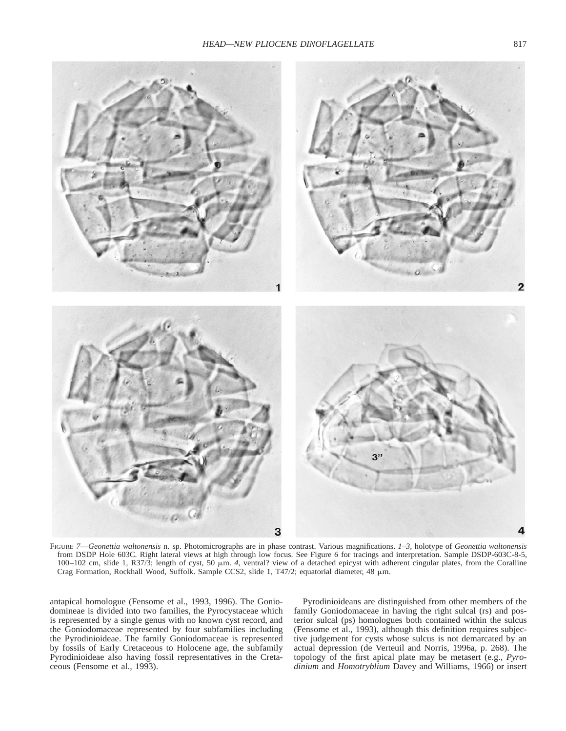FIGURE 7—*Geonettia waltonensis* n. sp. Photomicrographs are in phase contrast. Various magnifications. *1–3,* holotype of *Geonettia waltonensis* from DSDP Hole 603C. Right lateral views at high through low focus. See Figure *6* for tracings and interpretation. Sample DSDP-603C-8-5, 100–102 cm, slide 1, R37/3; length of cyst, 50 μm. *4,* ventral? view of a detached epicyst with adherent cingular plates, from the Coralline Crag Formation, Rockhall Wood, Suffolk. Sample CCS2, slide 1, T47/2; equatorial diameter, 48 μm.

antapical homologue (Fensome et al., 1993, 1996). The Goniodomineae is divided into two families, the Pyrocystaceae which is represented by a single genus with no known cyst record, and the Goniodomaceae represented by four subfamilies including the Pyrodinioideae. The family Goniodomaceae is represented by fossils of Early Cretaceous to Holocene age, the subfamily Pyrodinioideae also having fossil representatives in the Cretaceous (Fensome et al., 1993).

Pyrodinioideans are distinguished from other members of the family Goniodomaceae in having the right sulcal (rs) and posterior sulcal (ps) homologues both contained within the sulcus (Fensome et al., 1993), although this definition requires subjective judgement for cysts whose sulcus is not demarcated by an actual depression (de Verteuil and Norris, 1996a, p. 268). The topology of the first apical plate may be metasert (e.g., *Pyrodinium* and *Homotryblium* Davey and Williams, 1966) or insert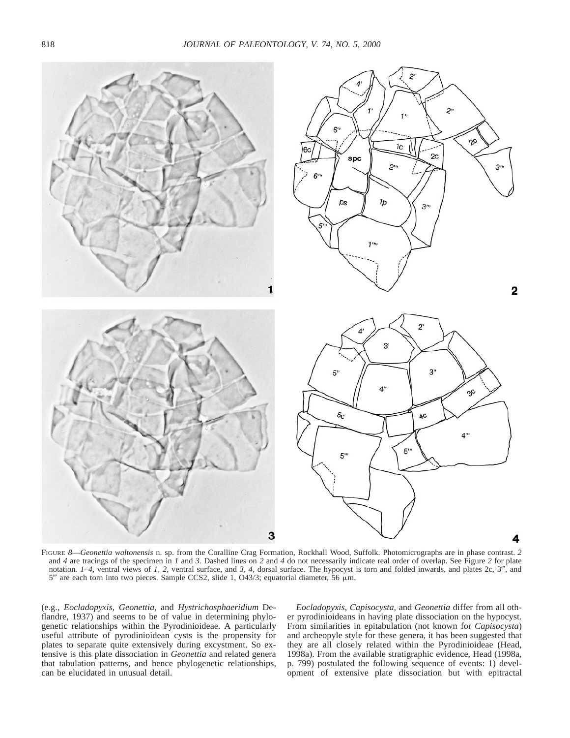FIGURE 8—*Geonettia waltonensis* n. sp. from the Coralline Crag Formation, Rockhall Wood, Suffolk. Photomicrographs are in phase contrast. *2* and *4* are tracings of the specimen in *1* and *3*. Dashed lines on *2* and *4* do not necessarily indicate real order of overlap. See Figure *2* for plate notation. *1–4*, ventral views of *1*, *2*, ventral surface, and *3*, *4*, dorsal surface. The hypocyst is torn and folded inwards, and plates 2c, 3‴, and 5″ are each torn into two pieces. Sample CCS2, slide 1, O43/3; equatorial diameter, 56 μm.

(e.g., *Eocladopyxis*, *Geonettia*, and *Hystrichosphaeridium* Deflandre, 1937) and seems to be of value in determining phylogenetic relationships within the Pyrodinioideae. A particularly useful attribute of pyrodinioidean cysts is the propensity for plates to separate quite extensively during excystment. So extensive is this plate dissociation in *Geonettia* and related genera that tabulation patterns, and hence phylogenetic relationships, can be elucidated in unusual detail.

*Eocladopyxis*, *Capisocysta*, and *Geonettia* differ from all other pyrodinioideans in having plate dissociation on the hypocyst. From similarities in epitabulation (not known for *Capisocysta*) and archeopyle style for these genera, it has been suggested that they are all closely related within the Pyrodinioideae (Head, 1998a). From the available stratigraphic evidence, Head (1998a, p. 799) postulated the following sequence of events: 1) development of extensive plate dissociation but with epitractal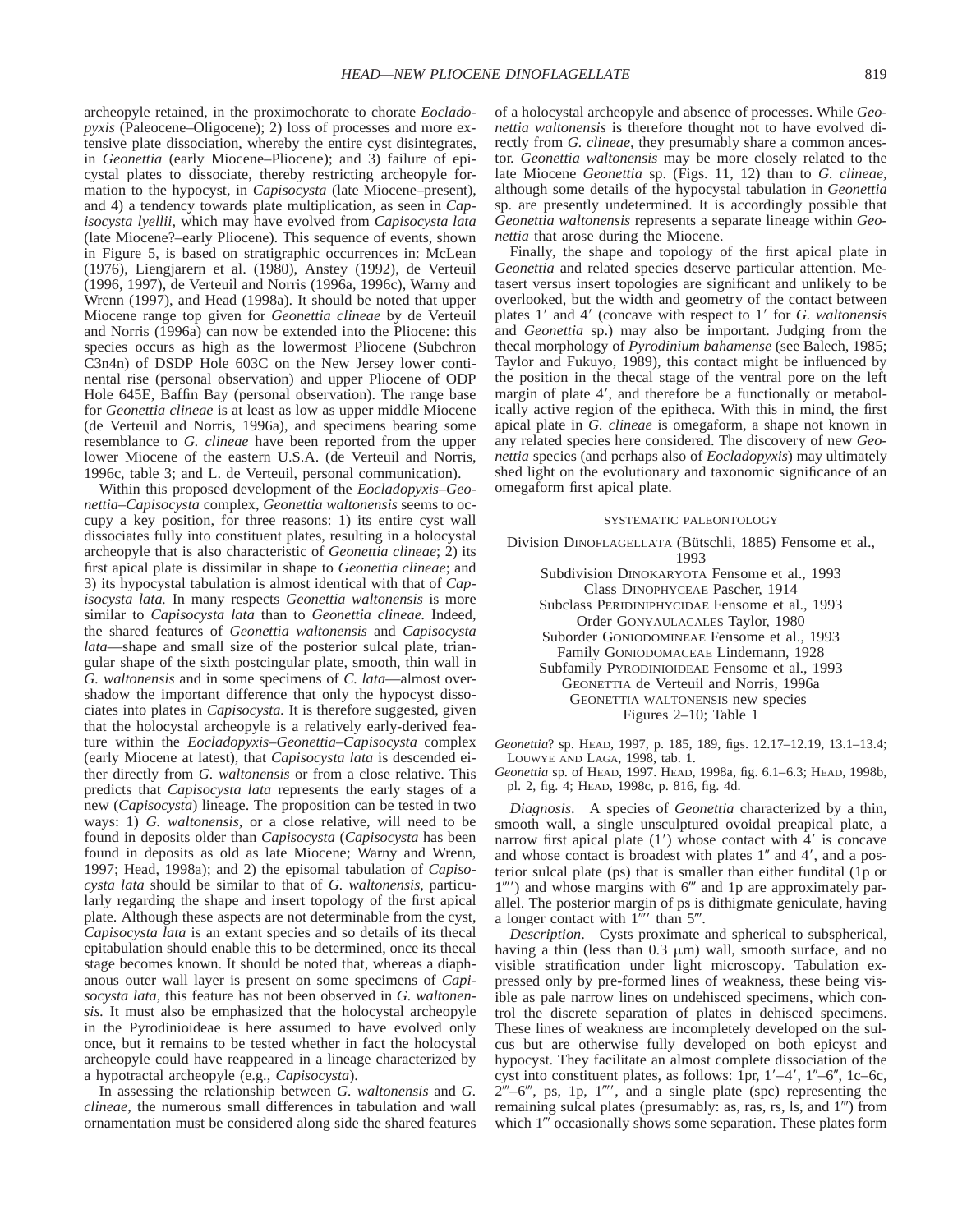archeopyle retained, in the proximochorate to chorate *Eocladopyxis* (Paleocene–Oligocene); 2) loss of processes and more extensive plate dissociation, whereby the entire cyst disintegrates, in *Geonettia* (early Miocene–Pliocene); and 3) failure of epicystal plates to dissociate, thereby restricting archeopyle formation to the hypocyst, in *Capisocysta* (late Miocene–present), and 4) a tendency towards plate multiplication, as seen in *Capisocysta lyellii*, which may have evolved from *Capisocysta lata* (late Miocene?–early Pliocene). This sequence of events, shown in Figure 5, is based on stratigraphic occurrences in: McLean (1976), Liengjarern et al. (1980), Anstey (1992), de Verteuil (1996, 1997), de Verteuil and Norris (1996a, 1996c), Warny and Wrenn (1997), and Head (1998a). It should be noted that upper Miocene range top given for *Geonettia clineae* by de Verteuil and Norris (1996a) can now be extended into the Pliocene: this species occurs as high as the lowermost Pliocene (Subchron C3n4n) of DSDP Hole 603C on the New Jersey lower continental rise (personal observation) and upper Pliocene of ODP Hole 645E, Baffin Bay (personal observation). The range base for *Geonettia clineae* is at least as low as upper middle Miocene (de Verteuil and Norris, 1996a), and specimens bearing some resemblance to *G. clineae* have been reported from the upper lower Miocene of the eastern U.S.A. (de Verteuil and Norris, 1996c, table 3; and L. de Verteuil, personal communication).

Within this proposed development of the *Eocladopyxis–Geonettia–Capisocysta* complex, *Geonettia waltonensis* seems to occupy a key position, for three reasons: 1) its entire cyst wall dissociates fully into constituent plates, resulting in a holocystal archeopyle that is also characteristic of *Geonettia clineae*; 2) its first apical plate is dissimilar in shape to *Geonettia clineae*; and 3) its hypocystal tabulation is almost identical with that of *Capisocysta lata.* In many respects *Geonettia waltonensis* is more similar to *Capisocysta lata* than to *Geonettia clineae.* Indeed, the shared features of *Geonettia waltonensis* and *Capisocysta lata*—shape and small size of the posterior sulcal plate, triangular shape of the sixth postcingular plate, smooth, thin wall in *G. waltonensis* and in some specimens of *C. lata*—almost overshadow the important difference that only the hypocyst dissociates into plates in *Capisocysta.* It is therefore suggested, given that the holocystal archeopyle is a relatively early-derived feature within the *Eocladopyxis–Geonettia–Capisocysta* complex (early Miocene at latest), that *Capisocysta lata* is descended either directly from *G. waltonensis* or from a close relative. This predicts that *Capisocysta lata* represents the early stages of a new (*Capisocysta*) lineage. The proposition can be tested in two ways: 1) *G. waltonensis*, or a close relative, will need to be found in deposits older than *Capisocysta* (*Capisocysta* has been found in deposits as old as late Miocene; Warny and Wrenn, 1997; Head, 1998a); and 2) the episomal tabulation of *Capisocysta lata* should be similar to that of *G. waltonensis*, particularly regarding the shape and insert topology of the first apical plate. Although these aspects are not determinable from the cyst, *Capisocysta lata* is an extant species and so details of its thecal epitabulation should enable this to be determined, once its thecal stage becomes known. It should be noted that, whereas a diaphanous outer wall layer is present on some specimens of *Capisocysta lata*, this feature has not been observed in *G. waltonensis.* It must also be emphasized that the holocystal archeopyle in the Pyrodinioideae is here assumed to have evolved only once, but it remains to be tested whether in fact the holocystal archeopyle could have reappeared in a lineage characterized by a hypotractal archeopyle (e.g., *Capisocysta*).

In assessing the relationship between *G. waltonensis* and *G. clineae*, the numerous small differences in tabulation and wall ornamentation must be considered along side the shared features of a holocystal archeopyle and absence of processes. While *Geonettia waltonensis* is therefore thought not to have evolved directly from *G. clineae*, they presumably share a common ancestor. *Geonettia waltonensis* may be more closely related to the late Miocene *Geonettia* sp. (Figs. 11, 12) than to *G. clineae*, although some details of the hypocystal tabulation in *Geonettia* sp. are presently undetermined. It is accordingly possible that *Geonettia waltonensis* represents a separate lineage within *Geonettia* that arose during the Miocene.

Finally, the shape and topology of the first apical plate in *Geonettia* and related species deserve particular attention. Metasert versus insert topologies are significant and unlikely to be overlooked, but the width and geometry of the contact between plates 1′ and 4′ (concave with respect to 1′ for *G. waltonensis* and *Geonettia* sp.) may also be important. Judging from the thecal morphology of *Pyrodinium bahamense* (see Balech, 1985; Taylor and Fukuyo, 1989), this contact might be influenced by the position in the thecal stage of the ventral pore on the left margin of plate 4′, and therefore be a functionally or metabolically active region of the epitheca. With this in mind, the first apical plate in *G. clineae* is omegaform, a shape not known in any related species here considered. The discovery of new *Geonettia* species (and perhaps also of *Eocladopyxis*) may ultimately shed light on the evolutionary and taxonomic significance of an omegaform first apical plate.

## SYSTEMATIC PALEONTOLOGY

Division DINOFLAGELLATA (Bütschli, 1885) Fensome et al., 1993
Subdivision DINOKARYOTA Fensome et al., 1993
Class DINOPHYCEAE Pascher, 1914
Subclass PERIDINIPHYCIDAE Fensome et al., 1993
Order GONYAULACALES Taylor, 1980
Suborder GONIODOMINEAE Fensome et al., 1993
Family GONIODOMACEAE Lindemann, 1928
Subfamily PYRODINIOIDEAE Fensome et al., 1993
GEONETTIA de Verteuil and Norris, 1996a
GEONETTIA WALTONENSIS new species
Figures 2–10; Table 1

*Geonettia*? sp. HEAD, 1997, p. 185, 189, figs. 12.17–12.19, 13.1–13.4; LOUWYE AND LAGA, 1998, tab. 1.

*Geonettia* sp. of HEAD, 1997. HEAD, 1998a, fig. 6.1–6.3; HEAD, 1998b, pl. 2, fig. 4; HEAD, 1998c, p. 816, fig. 4d.

*Diagnosis.* A species of *Geonettia* characterized by a thin, smooth wall, a single unsculptured ovoidal preapical plate, a narrow first apical plate (1′) whose contact with 4′ is concave and whose contact is broadest with plates 1″ and 4′, and a posterior sulcal plate (ps) that is smaller than either fundital (1p or 1⁗) and whose margins with 6‴ and 1p are approximately parallel. The posterior margin of ps is dithigmate geniculate, having a longer contact with 1⁗ than 5‴.

*Description.* Cysts proximate and spherical to subspherical, having a thin (less than 0.3 μm) wall, smooth surface, and no visible stratification under light microscopy. Tabulation expressed only by pre-formed lines of weakness, these being visible as pale narrow lines on undehisced specimens, which control the discrete separation of plates in dehisced specimens. These lines of weakness are incompletely developed on the sulcus but are otherwise fully developed on both epicyst and hypocyst. They facilitate an almost complete dissociation of the cyst into constituent plates, as follows: 1pr, 1′–4′, 1″–6″, 1c–6c, 2‴–6‴, ps, 1p, 1⁗, and a single plate (spc) representing the remaining sulcal plates (presumably: as, ras, rs, ls, and 1‴) from which 1‴ occasionally shows some separation. These plates form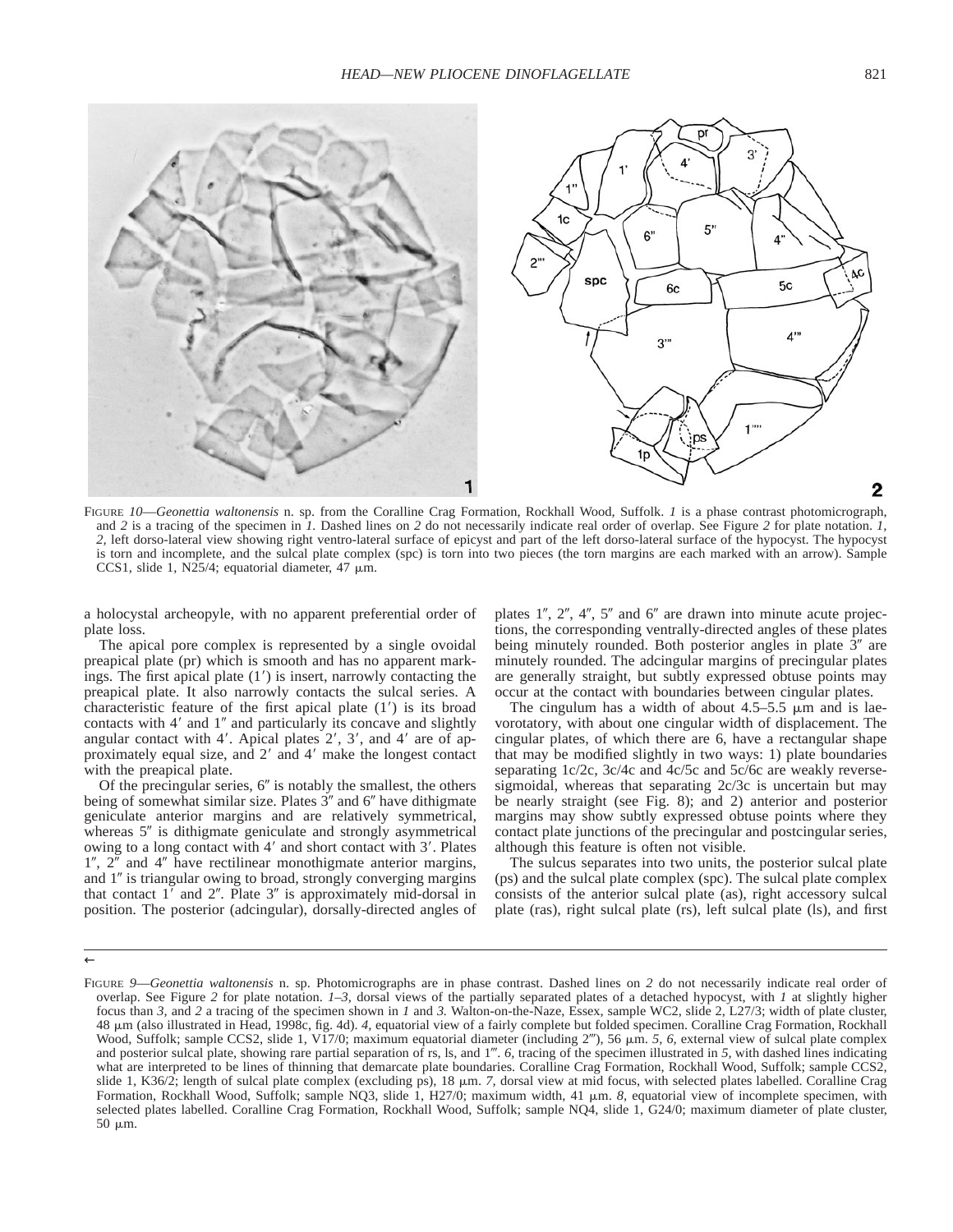FIGURE 10—*Geonettia waltonensis* n. sp. from the Coralline Crag Formation, Rockhall Wood, Suffolk. *1* is a phase contrast photomicrograph, and *2* is a tracing of the specimen in *1*. Dashed lines on *2* do not necessarily indicate real order of overlap. See Figure *2* for plate notation. *1, 2,* left dorso-lateral view showing right ventro-lateral surface of epicyst and part of the left dorso-lateral surface of the hypocyst. The hypocyst is torn and incomplete, and the sulcal plate complex (spc) is torn into two pieces (the torn margins are each marked with an arrow). Sample CCS1, slide 1, N25/4; equatorial diameter, 47 μm.

a holocystal archeopyle, with no apparent preferential order of plate loss.

The apical pore complex is represented by a single ovoidal preapical plate (pr) which is smooth and has no apparent markings. The first apical plate (1′) is insert, narrowly contacting the preapical plate. It also narrowly contacts the sulcal series. A characteristic feature of the first apical plate (1′) is its broad contacts with 4′ and 1″ and particularly its concave and slightly angular contact with 4′. Apical plates 2′, 3′, and 4′ are of approximately equal size, and 2′ and 4′ make the longest contact with the preapical plate.

Of the precingular series, 6″ is notably the smallest, the others being of somewhat similar size. Plates 3″ and 6″ have dithigmate geniculate anterior margins and are relatively symmetrical, whereas 5″ is dithigmate geniculate and strongly asymmetrical owing to a long contact with 4′ and short contact with 3′. Plates 1″, 2″ and 4″ have rectilinear monothigmate anterior margins, and 1″ is triangular owing to broad, strongly converging margins that contact 1′ and 2″. Plate 3″ is approximately mid-dorsal in position. The posterior (adcingular), dorsally-directed angles of plates 1″, 2″, 4″, 5″ and 6″ are drawn into minute acute projections, the corresponding ventrally-directed angles of these plates being minutely rounded. Both posterior angles in plate 3″ are minutely rounded. The adcingular margins of precingular plates are generally straight, but subtly expressed obtuse points may occur at the contact with boundaries between cingular plates.

The cingulum has a width of about 4.5–5.5 μm and is laevorotatory, with about one cingular width of displacement. The cingular plates, of which there are 6, have a rectangular shape that may be modified slightly in two ways: 1) plate boundaries separating 1c/2c, 3c/4c and 4c/5c and 5c/6c are weakly reverse-sigmoidal, whereas that separating 2c/3c is uncertain but may be nearly straight (see Fig. 8); and 2) anterior and posterior margins may show subtly expressed obtuse points where they contact plate junctions of the precingular and postcingular series, although this feature is often not visible.

The sulcus separates into two units, the posterior sulcal plate (ps) and the sulcal plate complex (spc). The sulcal plate complex consists of the anterior sulcal plate (as), right accessory sulcal plate (ras), right sulcal plate (rs), left sulcal plate (ls), and first

←

FIGURE 9—*Geonettia waltonensis* n. sp. Photomicrographs are in phase contrast. Dashed lines on *2* do not necessarily indicate real order of overlap. See Figure *2* for plate notation. *1–3,* dorsal views of the partially separated plates of a detached hypocyst, with *1* at slightly higher focus than *3,* and *2* a tracing of the specimen shown in *1* and *3.* Walton-on-the-Naze, Essex, sample WC2, slide 2, L27/3; width of plate cluster, 48 μm (also illustrated in Head, 1998c, fig. 4d). *4,* equatorial view of a fairly complete but folded specimen. Coralline Crag Formation, Rockhall Wood, Suffolk; sample CCS2, slide 1, V17/0; maximum equatorial diameter (including 2‴), 56 μm. *5, 6,* external view of sulcal plate complex and posterior sulcal plate, showing rare partial separation of rs, ls, and 1‴. *6,* tracing of the specimen illustrated in *5,* with dashed lines indicating what are interpreted to be lines of thinning that demarcate plate boundaries. Coralline Crag Formation, Rockhall Wood, Suffolk; sample CCS2, slide 1, K36/2; length of sulcal plate complex (excluding ps), 18 μm. *7,* dorsal view at mid focus, with selected plates labelled. Coralline Crag Formation, Rockhall Wood, Suffolk; sample NQ3, slide 1, H27/0; maximum width, 41 μm. *8,* equatorial view of incomplete specimen, with selected plates labelled. Coralline Crag Formation, Rockhall Wood, Suffolk; sample NQ4, slide 1, G24/0; maximum diameter of plate cluster, 50 μm.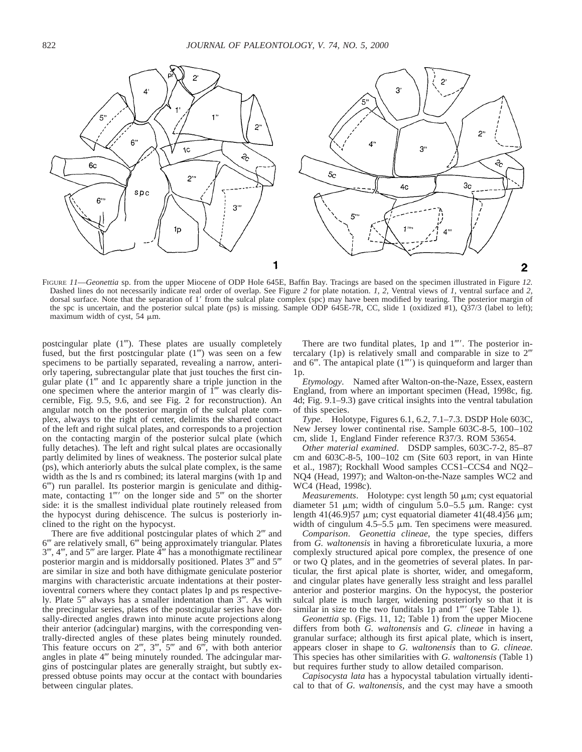FIGURE 11—*Geonettia* sp. from the upper Miocene of ODP Hole 645E, Baffin Bay. Tracings are based on the specimen illustrated in Figure 12. Dashed lines do not necessarily indicate real order of overlap. See Figure 2 for plate notation. *1, 2,* Ventral views of *1,* ventral surface and *2,* dorsal surface. Note that the separation of 1′ from the sulcal plate complex (spc) may have been modified by tearing. The posterior margin of the spc is uncertain, and the posterior sulcal plate (ps) is missing. Sample ODP 645E-7R, CC, slide 1 (oxidized #1), Q37/3 (label to left); maximum width of cyst, 54 μm.

postcingular plate (1″). These plates are usually completely fused, but the first postcingular plate (1‴) was seen on a few specimens to be partially separated, revealing a narrow, anteriorly tapering, subrectangular plate that just touches the first cingular plate (1‴ and 1c apparently share a triple junction in the one specimen where the anterior margin of 1‴ was clearly discernible, Fig. 9.5, 9.6, and see Fig. 2 for reconstruction). An angular notch on the posterior margin of the sulcal plate complex, always to the right of center, delimits the shared contact of the left and right sulcal plates, and corresponds to a projection on the contacting margin of the posterior sulcal plate (which fully detaches). The left and right sulcal plates are occasionally partly delimited by lines of weakness. The posterior sulcal plate (ps), which anteriorly abuts the sulcal plate complex, is the same width as the ls and rs combined; its lateral margins (with 1p and 6″) run parallel. Its posterior margin is geniculate and dithigmate, contacting 1⁗ on the longer side and 5‴ on the shorter side: it is the smallest individual plate routinely released from the hypocyst during dehiscence. The sulcus is posteriorly inclined to the right on the hypocyst.

There are five additional postcingular plates of which 2‴ and 6‴ are relatively small, 6‴ being approximately triangular. Plates 3‴, 4‴, and 5‴ are larger. Plate 4‴ has a monothigmate rectilinear posterior margin and is middorsally positioned. Plates 3‴ and 5‴ are similar in size and both have dithigmate geniculate posterior margins with characteristic arcuate indentations at their posterioventral corners where they contact plates lp and ps respectively. Plate 5‴ always has a smaller indentation than 3‴. As with the precingular series, plates of the postcingular series have dorsally-directed angles drawn into minute acute projections along their anterior (adcingular) margins, with the corresponding ventrally-directed angles of these plates being minutely rounded. This feature occurs on 2‴, 3‴, 5‴ and 6‴, with both anterior angles in plate 4‴ being minutely rounded. The adcingular margins of postcingular plates are generally straight, but subtly expressed obtuse points may occur at the contact with boundaries between cingular plates.

There are two fundital plates, 1p and 1⁗. The posterior intercalary (1p) is relatively small and comparable in size to 2‴ and 6‴. The antapical plate (1⁗) is quinqueform and larger than 1p.

*Etymology*. Named after Walton-on-the-Naze, Essex, eastern England, from where an important specimen (Head, 1998c, fig. 4d; Fig. 9.1–9.3) gave critical insights into the ventral tabulation of this species.

*Type*. Holotype, Figures 6.1, 6.2, 7.1–7.3. DSDP Hole 603C, New Jersey lower continental rise. Sample 603C-8-5, 100–102 cm, slide 1, England Finder reference R37/3. ROM 53654.

*Other material examined*. DSDP samples, 603C-7-2, 85–87 cm and 603C-8-5, 100–102 cm (Site 603 report, in van Hinte et al., 1987); Rockhall Wood samples CCS1–CCS4 and NQ2–NQ4 (Head, 1997); and Walton-on-the-Naze samples WC2 and WC4 (Head, 1998c).

*Measurements*. Holotype: cyst length 50 μm; cyst equatorial diameter 51 μm; width of cingulum 5.0–5.5 μm. Range: cyst length 41(46.9)57 μm; cyst equatorial diameter 41(48.4)56 μm; width of cingulum 4.5–5.5 μm. Ten specimens were measured.

*Comparison*. *Geonettia clineae*, the type species, differs from *G. waltonensis* in having a fibroreticulate luxuria, a more complexly structured apical pore complex, the presence of one or two Q plates, and in the geometries of several plates. In particular, the first apical plate is shorter, wider, and omegaform, and cingular plates have generally less straight and less parallel anterior and posterior margins. On the hypocyst, the posterior sulcal plate is much larger, widening posteriorly so that it is similar in size to the two funditals 1p and 1⁗ (see Table 1).

*Geonettia* sp. (Figs. 11, 12; Table 1) from the upper Miocene differs from both *G. waltonensis* and *G. clineae* in having a granular surface; although its first apical plate, which is insert, appears closer in shape to *G. waltonensis* than to *G. clineae.* This species has other similarities with *G. waltonensis* (Table 1) but requires further study to allow detailed comparison.

*Capisocysta lata* has a hypocystal tabulation virtually identical to that of *G. waltonensis,* and the cyst may have a smooth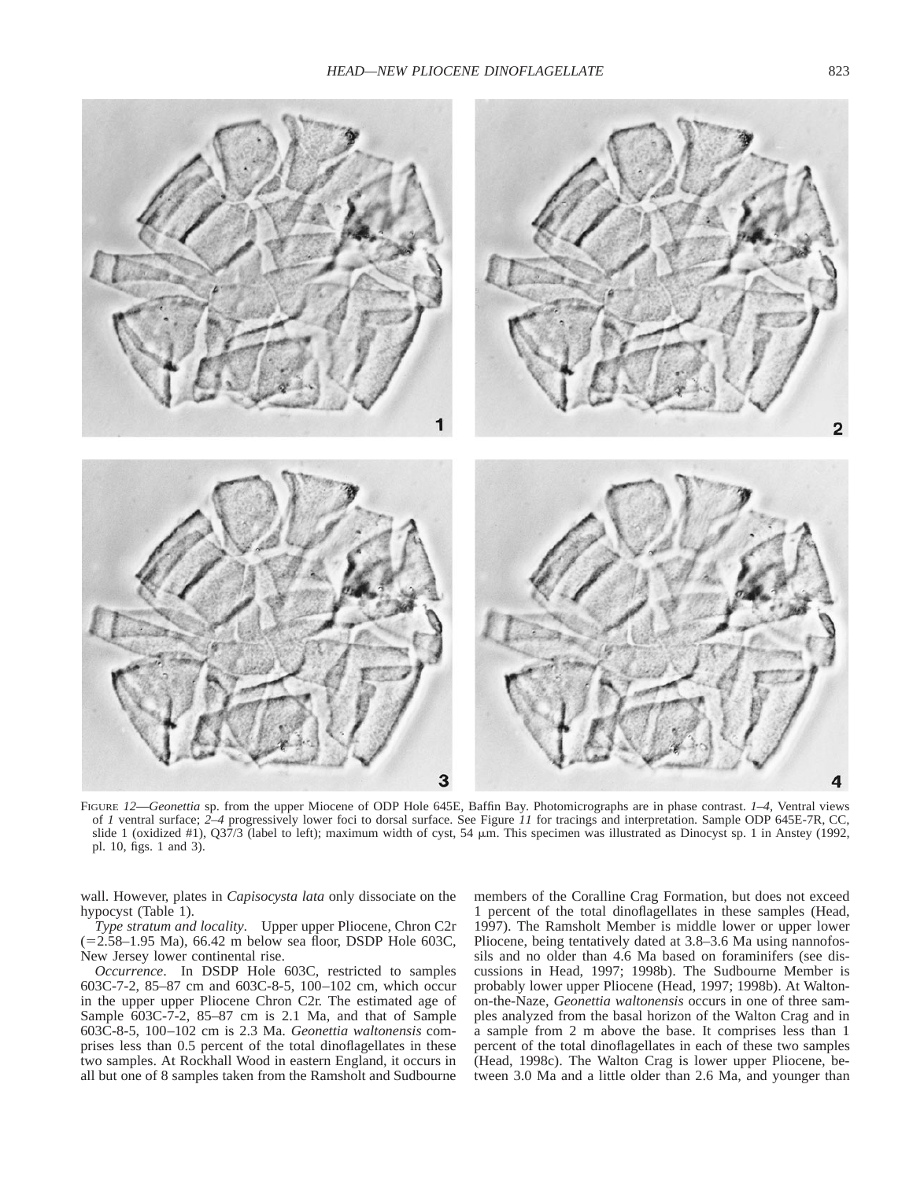FIGURE 12—*Geonettia* sp. from the upper Miocene of ODP Hole 645E, Baffin Bay. Photomicrographs are in phase contrast. *1–4*, Ventral views of *1* ventral surface; *2–4* progressively lower foci to dorsal surface. See Figure *11* for tracings and interpretation. Sample ODP 645E-7R, CC, slide 1 (oxidized #1), Q37/3 (label to left); maximum width of cyst, 54 μm. This specimen was illustrated as Dinocyst sp. 1 in Anstey (1992, pl. 10, figs. 1 and 3).

wall. However, plates in *Capisocysta lata* only dissociate on the hypocyst (Table 1).

*Type stratum and locality*. Upper upper Pliocene, Chron C2r (=2.58–1.95 Ma), 66.42 m below sea floor, DSDP Hole 603C, New Jersey lower continental rise.

*Occurrence*. In DSDP Hole 603C, restricted to samples 603C-7-2, 85–87 cm and 603C-8-5, 100–102 cm, which occur in the upper upper Pliocene Chron C2r. The estimated age of Sample 603C-7-2, 85–87 cm is 2.1 Ma, and that of Sample 603C-8-5, 100–102 cm is 2.3 Ma. *Geonettia waltonensis* comprises less than 0.5 percent of the total dinoflagellates in these two samples. At Rockhall Wood in eastern England, it occurs in all but one of 8 samples taken from the Ramsholt and Sudbourne members of the Coralline Crag Formation, but does not exceed 1 percent of the total dinoflagellates in these samples (Head, 1997). The Ramsholt Member is middle lower or upper lower Pliocene, being tentatively dated at 3.8–3.6 Ma using nannofossils and no older than 4.6 Ma based on foraminifers (see discussions in Head, 1997; 1998b). The Sudbourne Member is probably lower upper Pliocene (Head, 1997; 1998b). At Walton-on-the-Naze, *Geonettia waltonensis* occurs in one of three samples analyzed from the basal horizon of the Walton Crag and in a sample from 2 m above the base. It comprises less than 1 percent of the total dinoflagellates in each of these two samples (Head, 1998c). The Walton Crag is lower upper Pliocene, between 3.0 Ma and a little older than 2.6 Ma, and younger than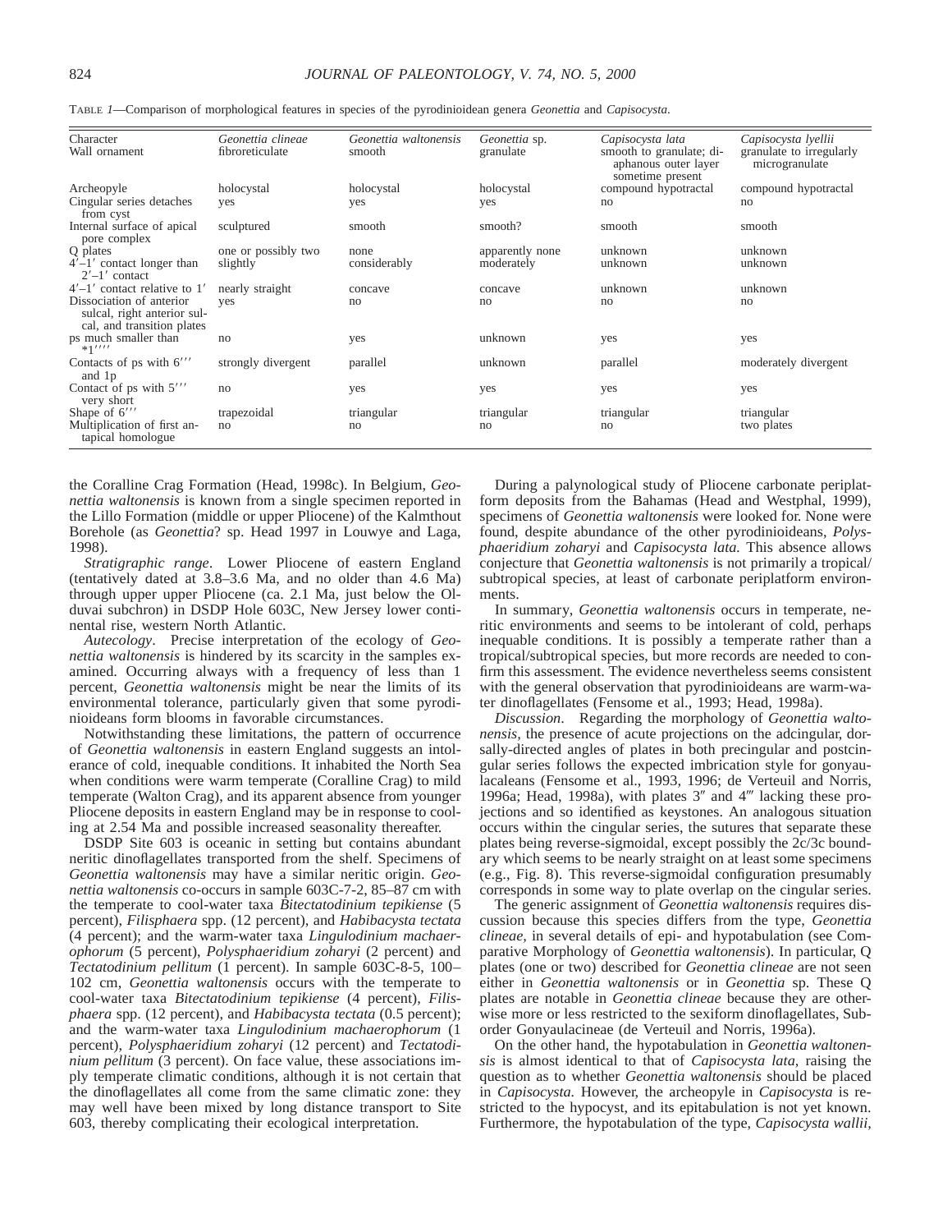TABLE 1—Comparison of morphological features in species of the pyrodinioidean genera *Geonettia* and *Capisocysta*.

| Character | *Geonettia clineae* | *Geonettia waltonensis* | *Geonettia* sp. | *Capisocysta lata* | *Capisocysta lyellii* |
|---|---|---|---|---|---|
| Wall ornament | fibroreticulate | smooth | granulate | smooth to granulate; diaphanous outer layer sometime present | granulate to irregularly microgranulate |
| Archeopyle | holocystal | holocystal | holocystal | compound hypotractal | compound hypotractal |
| Cingular series detaches from cyst | yes | yes | yes | no | no |
| Internal surface of apical pore complex | sculptured | smooth | smooth? | smooth | smooth |
| Q plates | one or possibly two | none | apparently none | unknown | unknown |
| 4′–1′ contact longer than 2′–1′ contact | slightly | considerably | moderately | unknown | unknown |
| 4′–1′ contact relative to 1′ | nearly straight | concave | concave | unknown | unknown |
| Dissociation of anterior sulcal, right anterior sulcal, and transition plates | yes | no | no | no | no |
| ps much smaller than *1′′′′ | no | yes | unknown | yes | yes |
| Contacts of ps with 6′′′ and 1p | strongly divergent | parallel | unknown | parallel | moderately divergent |
| Contact of ps with 5′′′ very short | no | yes | yes | yes | yes |
| Shape of 6′′′ | trapezoidal | triangular | triangular | triangular | triangular |
| Multiplication of first antapical homologue | no | no | no | no | two plates |

the Coralline Crag Formation (Head, 1998c). In Belgium, *Geonettia waltonensis* is known from a single specimen reported in the Lillo Formation (middle or upper Pliocene) of the Kalmthout Borehole (as *Geonettia*? sp. Head 1997 in Louwye and Laga, 1998).

*Stratigraphic range*. Lower Pliocene of eastern England (tentatively dated at 3.8–3.6 Ma, and no older than 4.6 Ma) through upper upper Pliocene (ca. 2.1 Ma, just below the Olduvai subchron) in DSDP Hole 603C, New Jersey lower continental rise, western North Atlantic.

*Autecology*. Precise interpretation of the ecology of *Geonettia waltonensis* is hindered by its scarcity in the samples examined. Occurring always with a frequency of less than 1 percent, *Geonettia waltonensis* might be near the limits of its environmental tolerance, particularly given that some pyrodinioideans form blooms in favorable circumstances.

Notwithstanding these limitations, the pattern of occurrence of *Geonettia waltonensis* in eastern England suggests an intolerance of cold, inequable conditions. It inhabited the North Sea when conditions were warm temperate (Coralline Crag) to mild temperate (Walton Crag), and its apparent absence from younger Pliocene deposits in eastern England may be in response to cooling at 2.54 Ma and possible increased seasonality thereafter.

DSDP Site 603 is oceanic in setting but contains abundant neritic dinoflagellates transported from the shelf. Specimens of *Geonettia waltonensis* may have a similar neritic origin. *Geonettia waltonensis* co-occurs in sample 603C-7-2, 85–87 cm with the temperate to cool-water taxa *Bitectatodinium tepikiense* (5 percent), *Filisphaera* spp. (12 percent), and *Habibacysta tectata* (4 percent); and the warm-water taxa *Lingulodinium machaerophorum* (5 percent), *Polysphaeridium zoharyi* (2 percent) and *Tectatodinium pellitum* (1 percent). In sample 603C-8-5, 100–102 cm, *Geonettia waltonensis* occurs with the temperate to cool-water taxa *Bitectatodinium tepikiense* (4 percent), *Filisphaera* spp. (12 percent), and *Habibacysta tectata* (0.5 percent); and the warm-water taxa *Lingulodinium machaerophorum* (1 percent), *Polysphaeridium zoharyi* (12 percent) and *Tectatodinium pellitum* (3 percent). On face value, these associations imply temperate climatic conditions, although it is not certain that the dinoflagellates all come from the same climatic zone: they may well have been mixed by long distance transport to Site 603, thereby complicating their ecological interpretation.

During a palynological study of Pliocene carbonate periplatform deposits from the Bahamas (Head and Westphal, 1999), specimens of *Geonettia waltonensis* were looked for. None were found, despite abundance of the other pyrodinioideans, *Polysphaeridium zoharyi* and *Capisocysta lata.* This absence allows conjecture that *Geonettia waltonensis* is not primarily a tropical/subtropical species, at least of carbonate periplatform environments.

In summary, *Geonettia waltonensis* occurs in temperate, neritic environments and seems to be intolerant of cold, perhaps inequable conditions. It is possibly a temperate rather than a tropical/subtropical species, but more records are needed to confirm this assessment. The evidence nevertheless seems consistent with the general observation that pyrodinioideans are warm-water dinoflagellates (Fensome et al., 1993; Head, 1998a).

*Discussion*. Regarding the morphology of *Geonettia waltonensis,* the presence of acute projections on the adcingular, dorsally-directed angles of plates in both precingular and postcingular series follows the expected imbrication style for gonyaulacaleans (Fensome et al., 1993, 1996; de Verteuil and Norris, 1996a; Head, 1998a), with plates 3″ and 4‴ lacking these projections and so identified as keystones. An analogous situation occurs within the cingular series, the sutures that separate these plates being reverse-sigmoidal, except possibly the 2c/3c boundary which seems to be nearly straight on at least some specimens (e.g., Fig. 8). This reverse-sigmoidal configuration presumably corresponds in some way to plate overlap on the cingular series.

The generic assignment of *Geonettia waltonensis* requires discussion because this species differs from the type, *Geonettia clineae,* in several details of epi- and hypotabulation (see Comparative Morphology of *Geonettia waltonensis*). In particular, Q plates (one or two) described for *Geonettia clineae* are not seen either in *Geonettia waltonensis* or in *Geonettia* sp. These Q plates are notable in *Geonettia clineae* because they are otherwise more or less restricted to the sexiform dinoflagellates, Suborder Gonyaulacineae (de Verteuil and Norris, 1996a).

On the other hand, the hypotabulation in *Geonettia waltonensis* is almost identical to that of *Capisocysta lata,* raising the question as to whether *Geonettia waltonensis* should be placed in *Capisocysta.* However, the archeopyle in *Capisocysta* is restricted to the hypocyst, and its epitabulation is not yet known. Furthermore, the hypotabulation of the type, *Capisocysta wallii,*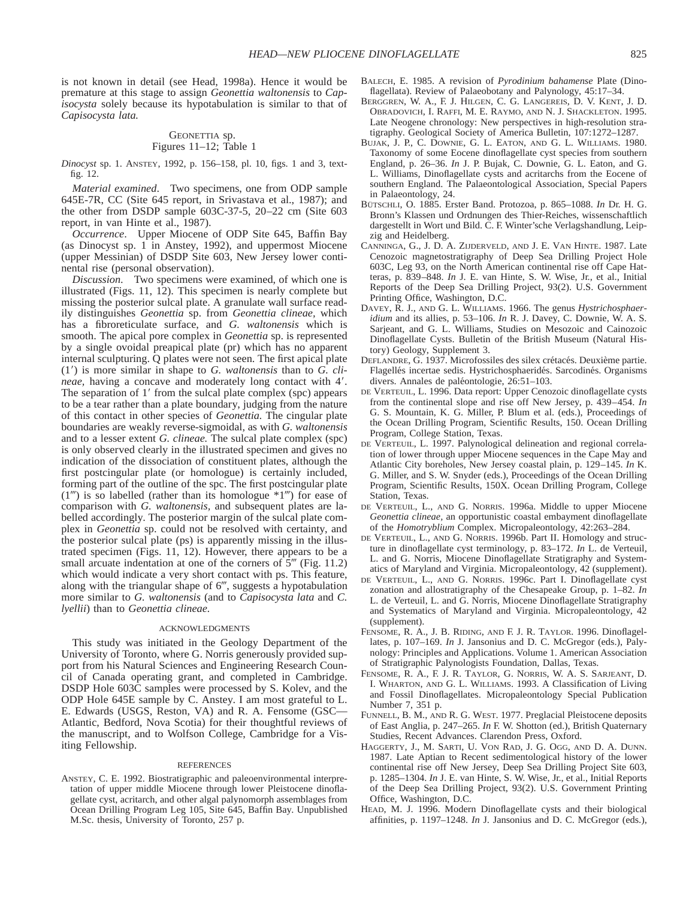is not known in detail (see Head, 1998a). Hence it would be premature at this stage to assign *Geonettia waltonensis* to *Capisocysta* solely because its hypotabulation is similar to that of *Capisocysta lata.*

### GEONETTIA sp.
### Figures 11–12; Table 1

*Dinocyst* sp. 1. ANSTEY, 1992, p. 156–158, pl. 10, figs. 1 and 3, text-fig. 12.

*Material examined*. Two specimens, one from ODP sample 645E-7R, CC (Site 645 report, in Srivastava et al., 1987); and the other from DSDP sample 603C-37-5, 20–22 cm (Site 603 report, in van Hinte et al., 1987).

*Occurrence*. Upper Miocene of ODP Site 645, Baffin Bay (as Dinocyst sp. 1 in Anstey, 1992), and uppermost Miocene (upper Messinian) of DSDP Site 603, New Jersey lower continental rise (personal observation).

*Discussion*. Two specimens were examined, of which one is illustrated (Figs. 11, 12). This specimen is nearly complete but missing the posterior sulcal plate. A granulate wall surface readily distinguishes *Geonettia* sp. from *Geonettia clineae,* which has a fibroreticulate surface, and *G. waltonensis* which is smooth. The apical pore complex in *Geonettia* sp. is represented by a single ovoidal preapical plate (pr) which has no apparent internal sculpturing. Q plates were not seen. The first apical plate (1′) is more similar in shape to *G. waltonensis* than to *G. clineae,* having a concave and moderately long contact with 4′. The separation of 1′ from the sulcal plate complex (spc) appears to be a tear rather than a plate boundary, judging from the nature of this contact in other species of *Geonettia.* The cingular plate boundaries are weakly reverse-sigmoidal, as with *G. waltonensis* and to a lesser extent *G. clineae.* The sulcal plate complex (spc) is only observed clearly in the illustrated specimen and gives no indication of the dissociation of constituent plates, although the first postcingular plate (or homologue) is certainly included, forming part of the outline of the spc. The first postcingular plate (1‴) is so labelled (rather than its homologue *1‴) for ease of comparison with *G. waltonensis,* and subsequent plates are labelled accordingly. The posterior margin of the sulcal plate complex in *Geonettia* sp. could not be resolved with certainty, and the posterior sulcal plate (ps) is apparently missing in the illustrated specimen (Figs. 11, 12). However, there appears to be a small arcuate indentation at one of the corners of 5‴ (Fig. 11.2) which would indicate a very short contact with ps. This feature, along with the triangular shape of 6‴, suggests a hypotabulation more similar to *G. waltonensis* (and to *Capisocysta lata* and *C. lyellii*) than to *Geonettia clineae.*

## ACKNOWLEDGMENTS

This study was initiated in the Geology Department of the University of Toronto, where G. Norris generously provided support from his Natural Sciences and Engineering Research Council of Canada operating grant, and completed in Cambridge. DSDP Hole 603C samples were processed by S. Kolev, and the ODP Hole 645E sample by C. Anstey. I am most grateful to L. E. Edwards (USGS, Reston, VA) and R. A. Fensome (GSC—Atlantic, Bedford, Nova Scotia) for their thoughtful reviews of the manuscript, and to Wolfson College, Cambridge for a Visiting Fellowship.

## REFERENCES

ANSTEY, C. E. 1992. Biostratigraphic and paleoenvironmental interpretation of upper middle Miocene through lower Pleistocene dinoflagellate cyst, acritarch, and other algal palynomorph assemblages from Ocean Drilling Program Leg 105, Site 645, Baffin Bay. Unpublished M.Sc. thesis, University of Toronto, 257 p.

BALECH, E. 1985. A revision of *Pyrodinium bahamense* Plate (Dinoflagellata). Review of Palaeobotany and Palynology, 45:17–34.

BERGGREN, W. A., F. J. HILGEN, C. G. LANGEREIS, D. V. KENT, J. D. OBRADOVICH, I. RAFFI, M. E. RAYMO, AND N. J. SHACKLETON. 1995. Late Neogene chronology: New perspectives in high-resolution stratigraphy. Geological Society of America Bulletin, 107:1272–1287.

BUJAK, J. P., C. DOWNIE, G. L. EATON, AND G. L. WILLIAMS. 1980. Taxonomy of some Eocene dinoflagellate cyst species from southern England, p. 26–36. *In* J. P. Bujak, C. Downie, G. L. Eaton, and G. L. Williams, Dinoflagellate cysts and acritarchs from the Eocene of southern England. The Palaeontological Association, Special Papers in Palaeontology, 24.

BÜTSCHLI, O. 1885. Erster Band. Protozoa, p. 865–1088. *In* Dr. H. G. Bronn's Klassen und Ordnungen des Thier-Reiches, wissenschaftlich dargestellt in Wort und Bild. C. F. Winter'sche Verlagshandlung, Leipzig and Heidelberg.

CANNINGA, G., J. D. A. ZIJDERVELD, AND J. E. VAN HINTE. 1987. Late Cenozoic magnetostratigraphy of Deep Sea Drilling Project Hole 603C, Leg 93, on the North American continental rise off Cape Hatteras, p. 839–848. *In* J. E. van Hinte, S. W. Wise, Jr., et al., Initial Reports of the Deep Sea Drilling Project, 93(2). U.S. Government Printing Office, Washington, D.C.

DAVEY, R. J., AND G. L. WILLIAMS. 1966. The genus *Hystrichosphaeridium* and its allies, p. 53–106. *In* R. J. Davey, C. Downie, W. A. S. Sarjeant, and G. L. Williams, Studies on Mesozoic and Cainozoic Dinoflagellate Cysts. Bulletin of the British Museum (Natural History) Geology, Supplement 3.

DEFLANDRE, G. 1937. Microfossiles des silex crétacés. Deuxième partie. Flagellés incertae sedis. Hystrichosphaeridés. Sarcodinés. Organisms divers. Annales de paléontologie, 26:51–103.

DE VERTEUIL, L. 1996. Data report: Upper Cenozoic dinoflagellate cysts from the continental slope and rise off New Jersey, p. 439–454. *In* G. S. Mountain, K. G. Miller, P. Blum et al. (eds.), Proceedings of the Ocean Drilling Program, Scientific Results, 150. Ocean Drilling Program, College Station, Texas.

DE VERTEUIL, L. 1997. Palynological delineation and regional correlation of lower through upper Miocene sequences in the Cape May and Atlantic City boreholes, New Jersey coastal plain, p. 129–145. *In* K. G. Miller, and S. W. Snyder (eds.), Proceedings of the Ocean Drilling Program, Scientific Results, 150X. Ocean Drilling Program, College Station, Texas.

DE VERTEUIL, L., AND G. NORRIS. 1996a. Middle to upper Miocene *Geonettia clineae,* an opportunistic coastal embayment dinoflagellate of the *Homotryblium* Complex. Micropaleontology, 42:263–284.

DE VERTEUIL, L., AND G. NORRIS. 1996b. Part II. Homology and structure in dinoflagellate cyst terminology, p. 83–172. *In* L. de Verteuil, L. and G. Norris, Miocene Dinoflagellate Stratigraphy and Systematics of Maryland and Virginia. Micropaleontology, 42 (supplement).

DE VERTEUIL, L., AND G. NORRIS. 1996c. Part I. Dinoflagellate cyst zonation and allostratigraphy of the Chesapeake Group, p. 1–82. *In* L. de Verteuil, L. and G. Norris, Miocene Dinoflagellate Stratigraphy and Systematics of Maryland and Virginia. Micropaleontology, 42 (supplement).

FENSOME, R. A., J. B. RIDING, AND F. J. R. TAYLOR. 1996. Dinoflagellates, p. 107–169. *In* J. Jansonius and D. C. McGregor (eds.), Palynology: Principles and Applications. Volume 1. American Association of Stratigraphic Palynologists Foundation, Dallas, Texas.

FENSOME, R. A., F. J. R. TAYLOR, G. NORRIS, W. A. S. SARJEANT, D. I. WHARTON, AND G. L. WILLIAMS. 1993. A Classification of Living and Fossil Dinoflagellates. Micropaleontology Special Publication Number 7, 351 p.

FUNNELL, B. M., AND R. G. WEST. 1977. Preglacial Pleistocene deposits of East Anglia, p. 247–265. *In* F. W. Shotton (ed.), British Quaternary Studies, Recent Advances. Clarendon Press, Oxford.

HAGGERTY, J., M. SARTI, U. VON RAD, J. G. OGG, AND D. A. DUNN. 1987. Late Aptian to Recent sedimentological history of the lower continental rise off New Jersey, Deep Sea Drilling Project Site 603, p. 1285–1304. *In* J. E. van Hinte, S. W. Wise, Jr., et al., Initial Reports of the Deep Sea Drilling Project, 93(2). U.S. Government Printing Office, Washington, D.C.

HEAD, M. J. 1996. Modern Dinoflagellate cysts and their biological affinities, p. 1197–1248. *In* J. Jansonius and D. C. McGregor (eds.),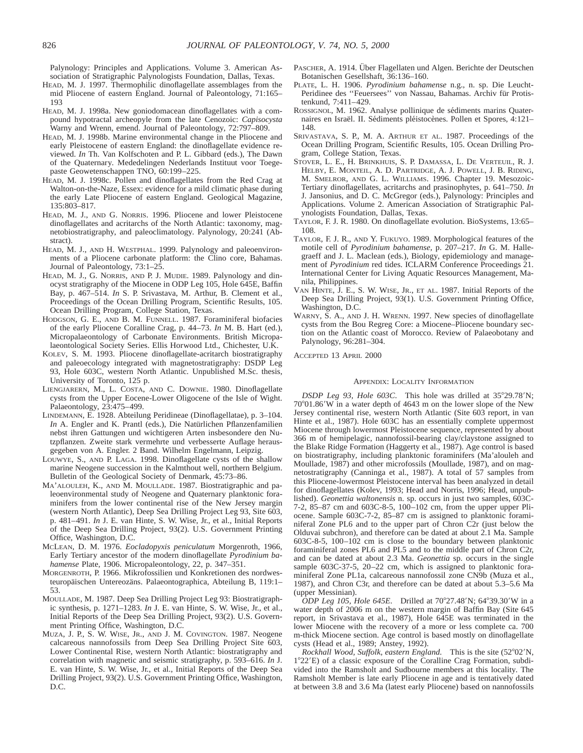Palynology: Principles and Applications. Volume 3. American Association of Stratigraphic Palynologists Foundation, Dallas, Texas.

HEAD, M. J. 1997. Thermophilic dinoflagellate assemblages from the mid Pliocene of eastern England. Journal of Paleontology, 71:165–193

HEAD, M. J. 1998a. New goniodomacean dinoflagellates with a compound hypotractal archeopyle from the late Cenozoic: *Capisocysta* Warny and Wrenn, emend. Journal of Paleontology, 72:797–809.

HEAD, M. J. 1998b. Marine environmental change in the Pliocene and early Pleistocene of eastern England: the dinoflagellate evidence reviewed. *In* Th. Van Kolfschoten and P. L. Gibbard (eds.), The Dawn of the Quaternary. Mededelingen Nederlands Instituut voor Toegepaste Geowetenschappen TNO, 60:199–225.

HEAD, M. J. 1998c. Pollen and dinoflagellates from the Red Crag at Walton-on-the-Naze, Essex: evidence for a mild climatic phase during the early Late Pliocene of eastern England. Geological Magazine, 135:803–817.

HEAD, M. J., AND G. NORRIS. 1996. Pliocene and lower Pleistocene dinoflagellates and acritarchs of the North Atlantic: taxonomy, magnetobiostratigraphy, and paleoclimatology. Palynology, 20:241 (Abstract).

HEAD, M. J., AND H. WESTPHAL. 1999. Palynology and paleoenvironments of a Pliocene carbonate platform: the Clino core, Bahamas. Journal of Paleontology, 73:1–25.

HEAD, M. J., G. NORRIS, AND P. J. MUDIE. 1989. Palynology and dinocyst stratigraphy of the Miocene in ODP Leg 105, Hole 645E, Baffin Bay, p. 467–514. *In* S. P. Srivastava, M. Arthur, B. Clement et al., Proceedings of the Ocean Drilling Program, Scientific Results, 105. Ocean Drilling Program, College Station, Texas.

HODGSON, G. E., AND B. M. FUNNELL. 1987. Foraminiferal biofacies of the early Pliocene Coralline Crag, p. 44–73. *In* M. B. Hart (ed.), Micropalaeontology of Carbonate Environments. British Micropalaeontological Society Series. Ellis Horwood Ltd., Chichester, U.K.

KOLEV, S. M. 1993. Pliocene dinoflagellate-acritarch biostratigraphy and paleoecology integrated with magnetostratigraphy: DSDP Leg 93, Hole 603C, western North Atlantic. Unpublished M.Sc. thesis, University of Toronto, 125 p.

LIENGJARERN, M., L. COSTA, AND C. DOWNIE. 1980. Dinoflagellate cysts from the Upper Eocene-Lower Oligocene of the Isle of Wight. Palaeontology, 23:475–499.

LINDEMANN, E. 1928. Abteilung Peridineae (Dinoflagellatae), p. 3–104. *In* A. Engler and K. Prantl (eds.), Die Natürlichen Pflanzenfamilien nebst ihren Gattungen und wichtigeren Arten insbesondere den Nutzpflanzen. Zweite stark vermehrte und verbesserte Auflage herausgegeben von A. Engler. 2 Band. Wilhelm Engelmann, Leipzig.

LOUWYE, S., AND P. LAGA. 1998. Dinoflagellate cysts of the shallow marine Neogene succession in the Kalmthout well, northern Belgium. Bulletin of the Geological Society of Denmark, 45:73–86.

MA'ALOULEH, K., AND M. MOULLADE. 1987. Biostratigraphic and paleoenvironmental study of Neogene and Quaternary planktonic foraminifers from the lower continental rise of the New Jersey margin (western North Atlantic), Deep Sea Drilling Project Leg 93, Site 603, p. 481–491. *In* J. E. van Hinte, S. W. Wise, Jr., et al., Initial Reports of the Deep Sea Drilling Project, 93(2). U.S. Government Printing Office, Washington, D.C.

MCLEAN, D. M. 1976. *Eocladopyxis peniculatum* Morgenroth, 1966, Early Tertiary ancestor of the modern dinoflagellate *Pyrodinium bahamense* Plate, 1906. Micropaleontology, 22, p. 347–351.

MORGENROTH, P. 1966. Mikrofossilien und Konkretionen des nordwesteuropäischen Untereozäns. Palaeontographica, Abteilung B, 119:1–53.

MOULLADE, M. 1987. Deep Sea Drilling Project Leg 93: Biostratigraphic synthesis, p. 1271–1283. *In* J. E. van Hinte, S. W. Wise, Jr., et al., Initial Reports of the Deep Sea Drilling Project, 93(2). U.S. Government Printing Office, Washington, D.C.

MUZA, J. P., S. W. WISE, JR., AND J. M. COVINGTON. 1987. Neogene calcareous nannofossils from Deep Sea Drilling Project Site 603, Lower Continental Rise, western North Atlantic: biostratigraphy and correlation with magnetic and seismic stratigraphy, p. 593–616. *In* J. E. van Hinte, S. W. Wise, Jr., et al., Initial Reports of the Deep Sea Drilling Project, 93(2). U.S. Government Printing Office, Washington, D.C.

PASCHER, A. 1914. Über Flagellaten und Algen. Berichte der Deutschen Botanischen Gesellschaft, 36:136–160.

PLATE, L. H. 1906. *Pyrodinium bahamense* n.g., n. sp. Die Leucht-Peridinee des "Feuersees" von Nassau, Bahamas. Archiv für Protistenkund, 7:411–429.

ROSSIGNOL, M. 1962. Analyse pollinique de sédiments marins Quaternaires en Israël. II. Sédiments pléistocènes. Pollen et Spores, 4:121–148.

SRIVASTAVA, S. P., M. A. ARTHUR ET AL. 1987. Proceedings of the Ocean Drilling Program, Scientific Results, 105. Ocean Drilling Program, College Station, Texas.

STOVER, L. E., H. BRINKHUIS, S. P. DAMASSA, L. DE VERTEUIL, R. J. HELBY, E. MONTEIL, A. D. PARTRIDGE, A. J. POWELL, J. B. RIDING, M. SMELROR, AND G. L. WILLIAMS. 1996. Chapter 19. Mesozoic-Tertiary dinoflagellates, acritarchs and prasinophytes, p. 641–750. *In* J. Jansonius, and D. C. McGregor (eds.), Palynology: Principles and Applications. Volume 2. American Association of Stratigraphic Palynologists Foundation, Dallas, Texas.

TAYLOR, F. J. R. 1980. On dinoflagellate evolution. BioSystems, 13:65–108.

TAYLOR, F. J. R., AND Y. FUKUYO. 1989. Morphological features of the motile cell of *Pyrodinium bahamense*, p. 207–217. *In* G. M. Hallegraeff and J. L. Maclean (eds.), Biology, epidemiology and management of *Pyrodinium* red tides. ICLARM Conference Proceedings 21. International Center for Living Aquatic Resources Management, Manila, Philippines.

VAN HINTE, J. E., S. W. WISE, JR., ET AL. 1987. Initial Reports of the Deep Sea Drilling Project, 93(1). U.S. Government Printing Office, Washington, D.C.

WARNY, S. A., AND J. H. WRENN. 1997. New species of dinoflagellate cysts from the Bou Regreg Core: a Miocene–Pliocene boundary section on the Atlantic coast of Morocco. Review of Palaeobotany and Palynology, 96:281–304.

ACCEPTED 13 APRIL 2000

## APPENDIX: LOCALITY INFORMATION

*DSDP Leg 93, Hole 603C*. This hole was drilled at 35°29.78′N; 70°01.86′W in a water depth of 4643 m on the lower slope of the New Jersey continental rise, western North Atlantic (Site 603 report, in van Hinte et al., 1987). Hole 603C has an essentially complete uppermost Miocene through lowermost Pleistocene sequence, represented by about 366 m of hemipelagic, nannofossil-bearing clay/claystone assigned to the Blake Ridge Formation (Haggerty et al., 1987). Age control is based on biostratigraphy, including planktonic foraminifers (Ma'alouleh and Moullade, 1987) and other microfossils (Moullade, 1987), and on magnetostratigraphy (Canninga et al., 1987). A total of 57 samples from this Pliocene-lowermost Pleistocene interval has been analyzed in detail for dinoflagellates (Kolev, 1993; Head and Norris, 1996; Head, unpublished). *Geonettia waltonensis* n. sp. occurs in just two samples, 603C-7-2, 85–87 cm and 603C-8-5, 100–102 cm, from the upper upper Pliocene. Sample 603C-7-2, 85–87 cm is assigned to planktonic foraminiferal Zone PL6 and to the upper part of Chron C2r (just below the Olduvai subchron), and therefore can be dated at about 2.1 Ma. Sample 603C-8-5, 100–102 cm is close to the boundary between planktonic foraminiferal zones PL6 and PL5 and to the middle part of Chron C2r, and can be dated at about 2.3 Ma. *Geonettia* sp. occurs in the single sample 603C-37-5, 20–22 cm, which is assigned to planktonic foraminiferal Zone PL1a, calcareous nannofossil zone CN9b (Muza et al., 1987), and Chron C3r, and therefore can be dated at about 5.3–5.6 Ma (upper Messinian).

*ODP Leg 105, Hole 645E*. Drilled at 70°27.48′N; 64°39.30′W in a water depth of 2006 m on the western margin of Baffin Bay (Site 645 report, in Srivastava et al., 1987), Hole 645E was terminated in the lower Miocene with the recovery of a more or less complete ca. 700 m-thick Miocene section. Age control is based mostly on dinoflagellate cysts (Head et al., 1989; Anstey, 1992).

*Rockhall Wood, Suffolk, eastern England*. This is the site (52°02′N, 1°22′E) of a classic exposure of the Coralline Crag Formation, subdivided into the Ramsholt and Sudbourne members at this locality. The Ramsholt Member is late early Pliocene in age and is tentatively dated at between 3.8 and 3.6 Ma (latest early Pliocene) based on nannofossils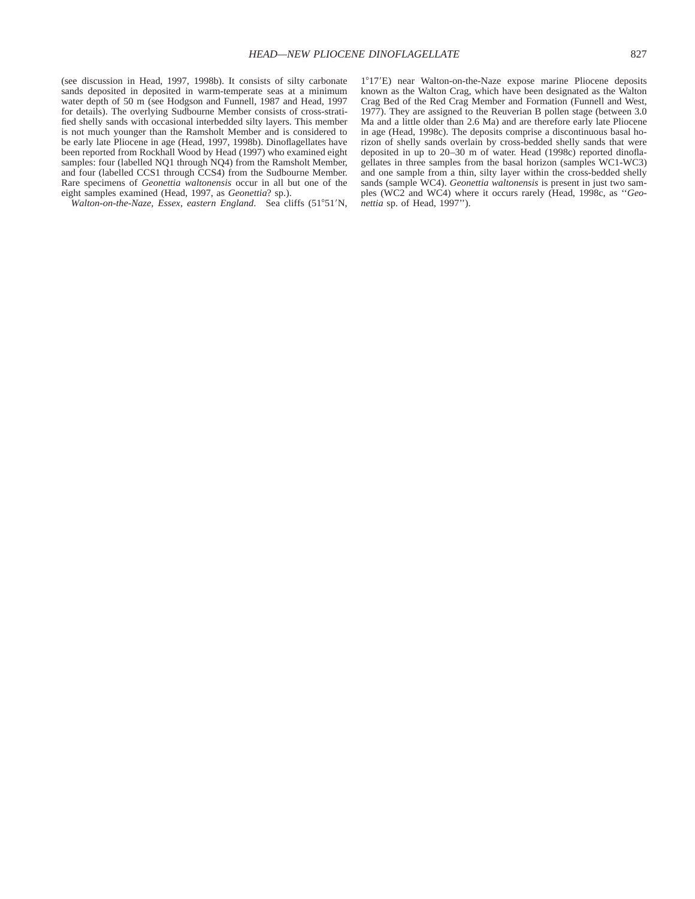(see discussion in Head, 1997, 1998b). It consists of silty carbonate sands deposited in deposited in warm-temperate seas at a minimum water depth of 50 m (see Hodgson and Funnell, 1987 and Head, 1997 for details). The overlying Sudbourne Member consists of cross-stratified shelly sands with occasional interbedded silty layers. This member is not much younger than the Ramsholt Member and is considered to be early late Pliocene in age (Head, 1997, 1998b). Dinoflagellates have been reported from Rockhall Wood by Head (1997) who examined eight samples: four (labelled NQ1 through NQ4) from the Ramsholt Member, and four (labelled CCS1 through CCS4) from the Sudbourne Member. Rare specimens of *Geonettia waltonensis* occur in all but one of the eight samples examined (Head, 1997, as *Geonettia*? sp.).

*Walton-on-the-Naze, Essex, eastern England.* Sea cliffs (51°51′N, 1°17′E) near Walton-on-the-Naze expose marine Pliocene deposits known as the Walton Crag, which have been designated as the Walton Crag Bed of the Red Crag Member and Formation (Funnell and West, 1977). They are assigned to the Reuverian B pollen stage (between 3.0 Ma and a little older than 2.6 Ma) and are therefore early late Pliocene in age (Head, 1998c). The deposits comprise a discontinuous basal horizon of shelly sands overlain by cross-bedded shelly sands that were deposited in up to 20–30 m of water. Head (1998c) reported dinoflagellates in three samples from the basal horizon (samples WC1-WC3) and one sample from a thin, silty layer within the cross-bedded shelly sands (sample WC4). *Geonettia waltonensis* is present in just two samples (WC2 and WC4) where it occurs rarely (Head, 1998c, as ''*Geonettia* sp. of Head, 1997'').